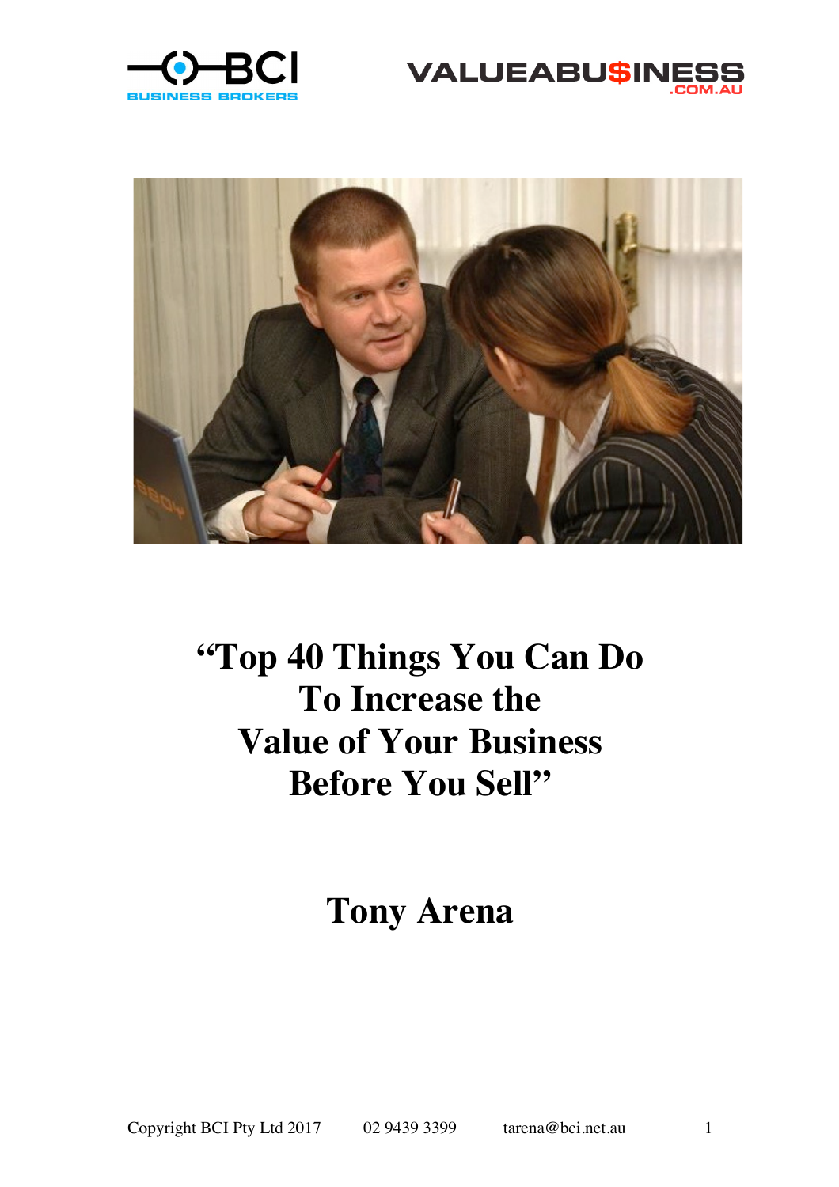# "Top 40 Things You Can Do To Increase the Value of Your Business Before You Sell"

## Tony Arena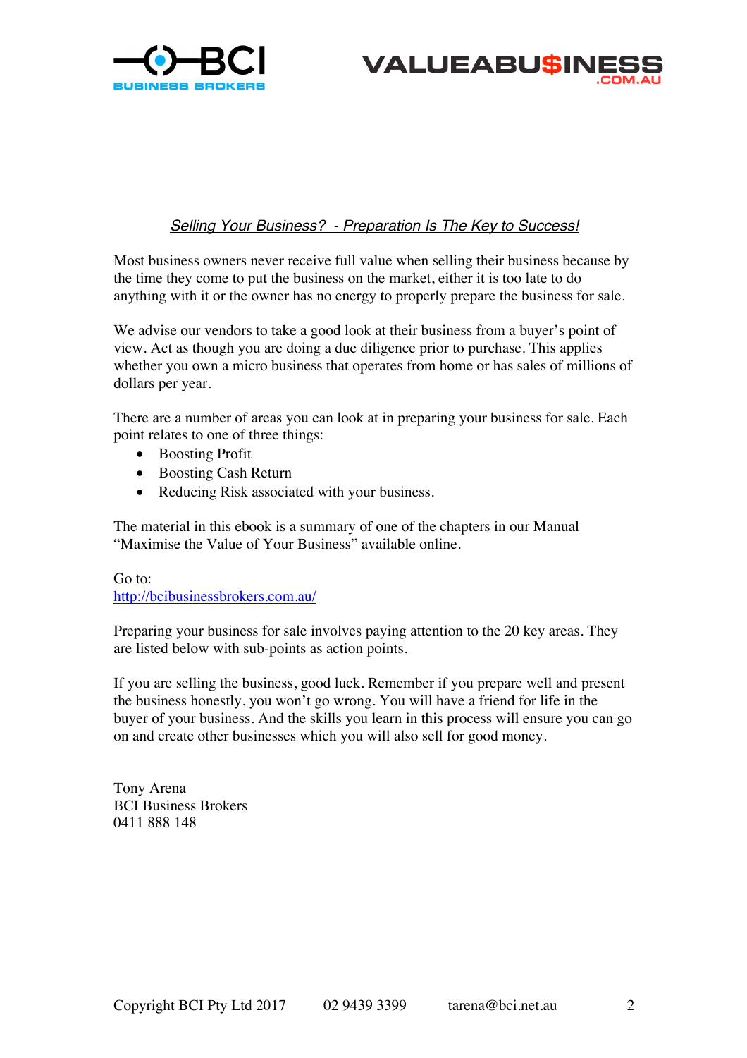*Selling Your Business?  - Preparation Is The Key to Success!*

Most business owners never receive full value when selling their business because by the time they come to put the business on the market, either it is too late to do anything with it or the owner has no energy to properly prepare the business for sale.

We advise our vendors to take a good look at their business from a buyer's point of view. Act as though you are doing a due diligence prior to purchase. This applies whether you own a micro business that operates from home or has sales of millions of dollars per year.

There are a number of areas you can look at in preparing your business for sale. Each point relates to one of three things:

- Boosting Profit
- Boosting Cash Return
- Reducing Risk associated with your business.

The material in this ebook is a summary of one of the chapters in our Manual "Maximise the Value of Your Business" available online.

Go to:
http://bcibusinessbrokers.com.au/

Preparing your business for sale involves paying attention to the 20 key areas. They are listed below with sub-points as action points.

If you are selling the business, good luck. Remember if you prepare well and present the business honestly, you won't go wrong. You will have a friend for life in the buyer of your business. And the skills you learn in this process will ensure you can go on and create other businesses which you will also sell for good money.

Tony Arena
BCI Business Brokers
0411 888 148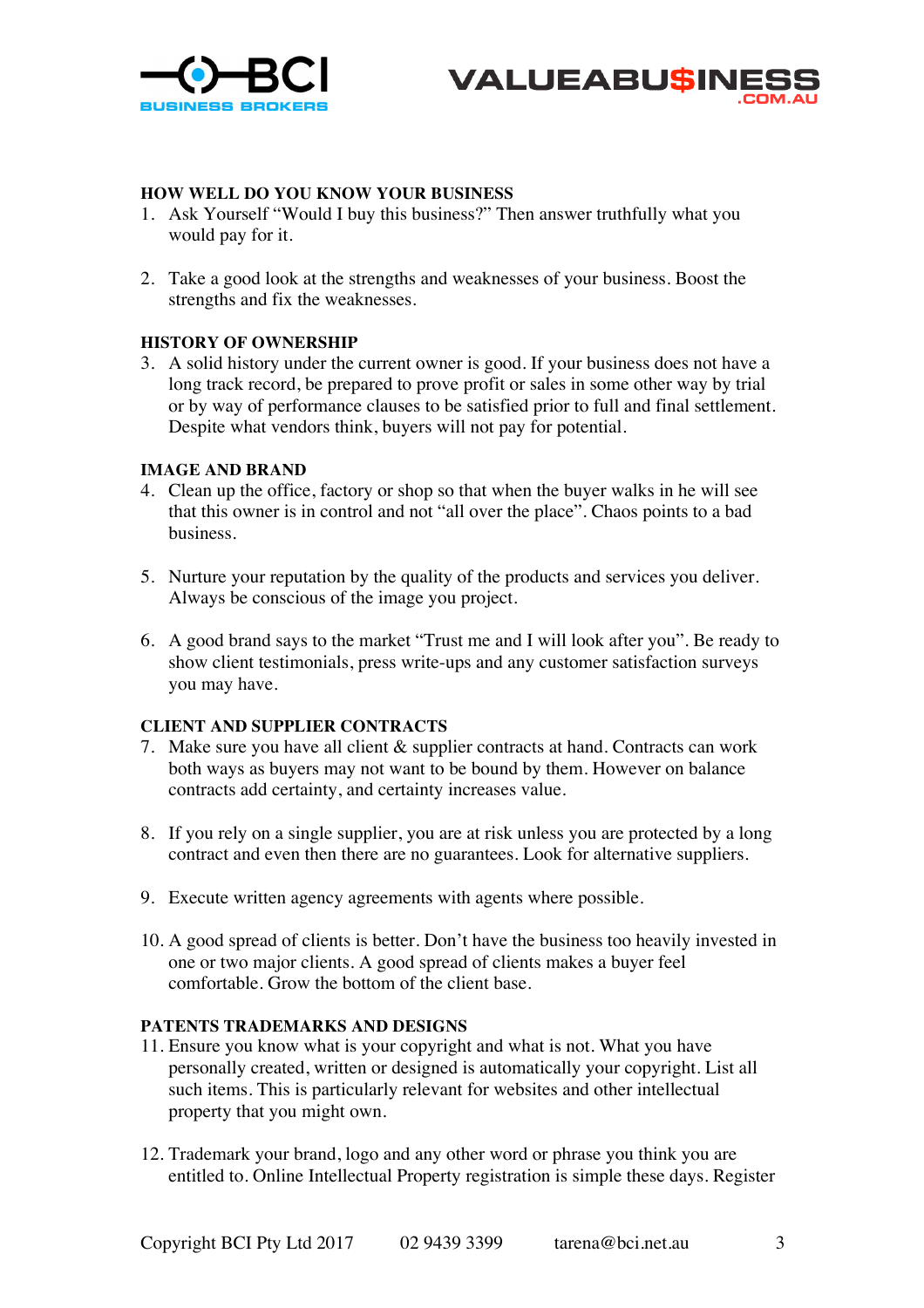## HOW WELL DO YOU KNOW YOUR BUSINESS

1. Ask Yourself "Would I buy this business?" Then answer truthfully what you would pay for it.

2. Take a good look at the strengths and weaknesses of your business. Boost the strengths and fix the weaknesses.

## HISTORY OF OWNERSHIP

3. A solid history under the current owner is good. If your business does not have a long track record, be prepared to prove profit or sales in some other way by trial or by way of performance clauses to be satisfied prior to full and final settlement. Despite what vendors think, buyers will not pay for potential.

## IMAGE AND BRAND

4. Clean up the office, factory or shop so that when the buyer walks in he will see that this owner is in control and not "all over the place". Chaos points to a bad business.

5. Nurture your reputation by the quality of the products and services you deliver. Always be conscious of the image you project.

6. A good brand says to the market "Trust me and I will look after you". Be ready to show client testimonials, press write-ups and any customer satisfaction surveys you may have.

## CLIENT AND SUPPLIER CONTRACTS

7. Make sure you have all client & supplier contracts at hand. Contracts can work both ways as buyers may not want to be bound by them. However on balance contracts add certainty, and certainty increases value.

8. If you rely on a single supplier, you are at risk unless you are protected by a long contract and even then there are no guarantees. Look for alternative suppliers.

9. Execute written agency agreements with agents where possible.

10. A good spread of clients is better. Don't have the business too heavily invested in one or two major clients. A good spread of clients makes a buyer feel comfortable. Grow the bottom of the client base.

## PATENTS TRADEMARKS AND DESIGNS

11. Ensure you know what is your copyright and what is not. What you have personally created, written or designed is automatically your copyright. List all such items. This is particularly relevant for websites and other intellectual property that you might own.

12. Trademark your brand, logo and any other word or phrase you think you are entitled to. Online Intellectual Property registration is simple these days. Register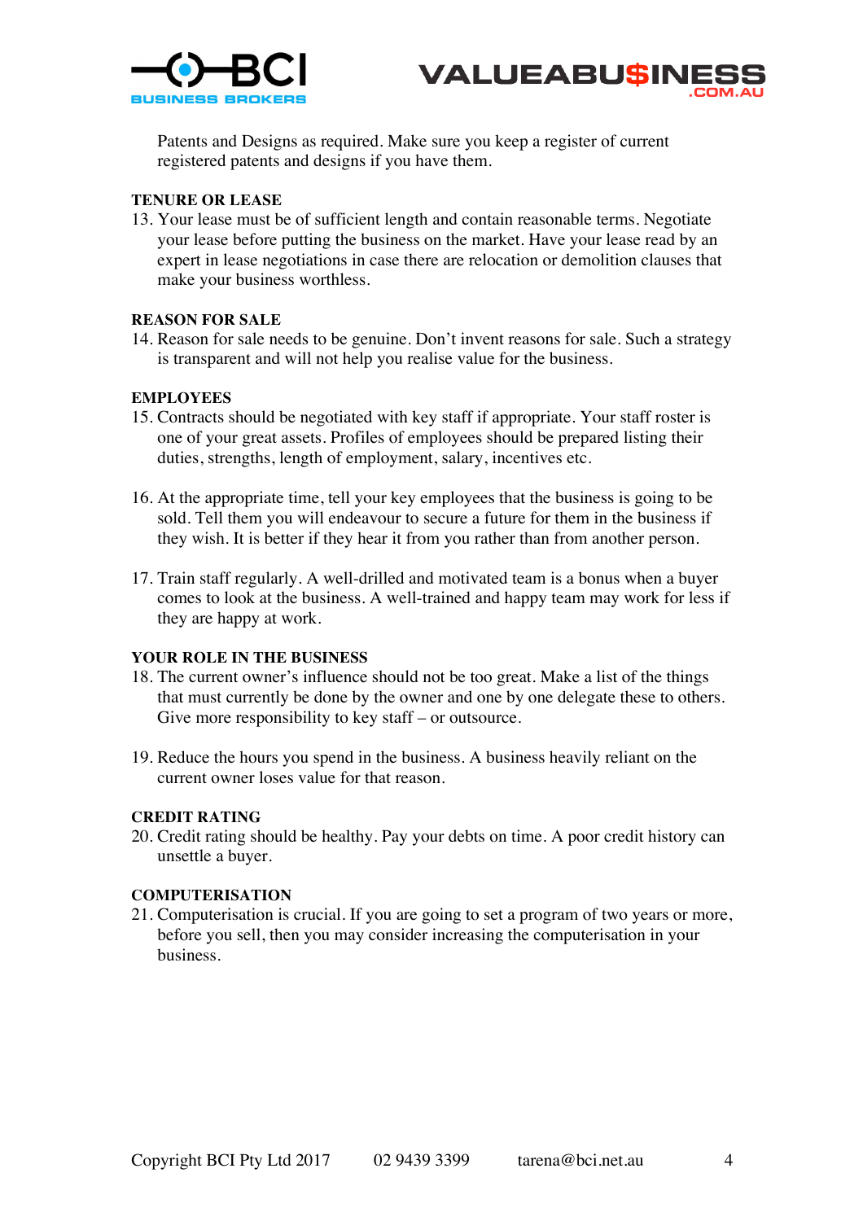Patents and Designs as required. Make sure you keep a register of current registered patents and designs if you have them.

**TENURE OR LEASE**

13. Your lease must be of sufficient length and contain reasonable terms. Negotiate your lease before putting the business on the market. Have your lease read by an expert in lease negotiations in case there are relocation or demolition clauses that make your business worthless.

**REASON FOR SALE**

14. Reason for sale needs to be genuine. Don't invent reasons for sale. Such a strategy is transparent and will not help you realise value for the business.

**EMPLOYEES**

15. Contracts should be negotiated with key staff if appropriate. Your staff roster is one of your great assets. Profiles of employees should be prepared listing their duties, strengths, length of employment, salary, incentives etc.

16. At the appropriate time, tell your key employees that the business is going to be sold. Tell them you will endeavour to secure a future for them in the business if they wish. It is better if they hear it from you rather than from another person.

17. Train staff regularly. A well-drilled and motivated team is a bonus when a buyer comes to look at the business. A well-trained and happy team may work for less if they are happy at work.

**YOUR ROLE IN THE BUSINESS**

18. The current owner's influence should not be too great. Make a list of the things that must currently be done by the owner and one by one delegate these to others. Give more responsibility to key staff – or outsource.

19. Reduce the hours you spend in the business. A business heavily reliant on the current owner loses value for that reason.

**CREDIT RATING**

20. Credit rating should be healthy. Pay your debts on time. A poor credit history can unsettle a buyer.

**COMPUTERISATION**

21. Computerisation is crucial. If you are going to set a program of two years or more, before you sell, then you may consider increasing the computerisation in your business.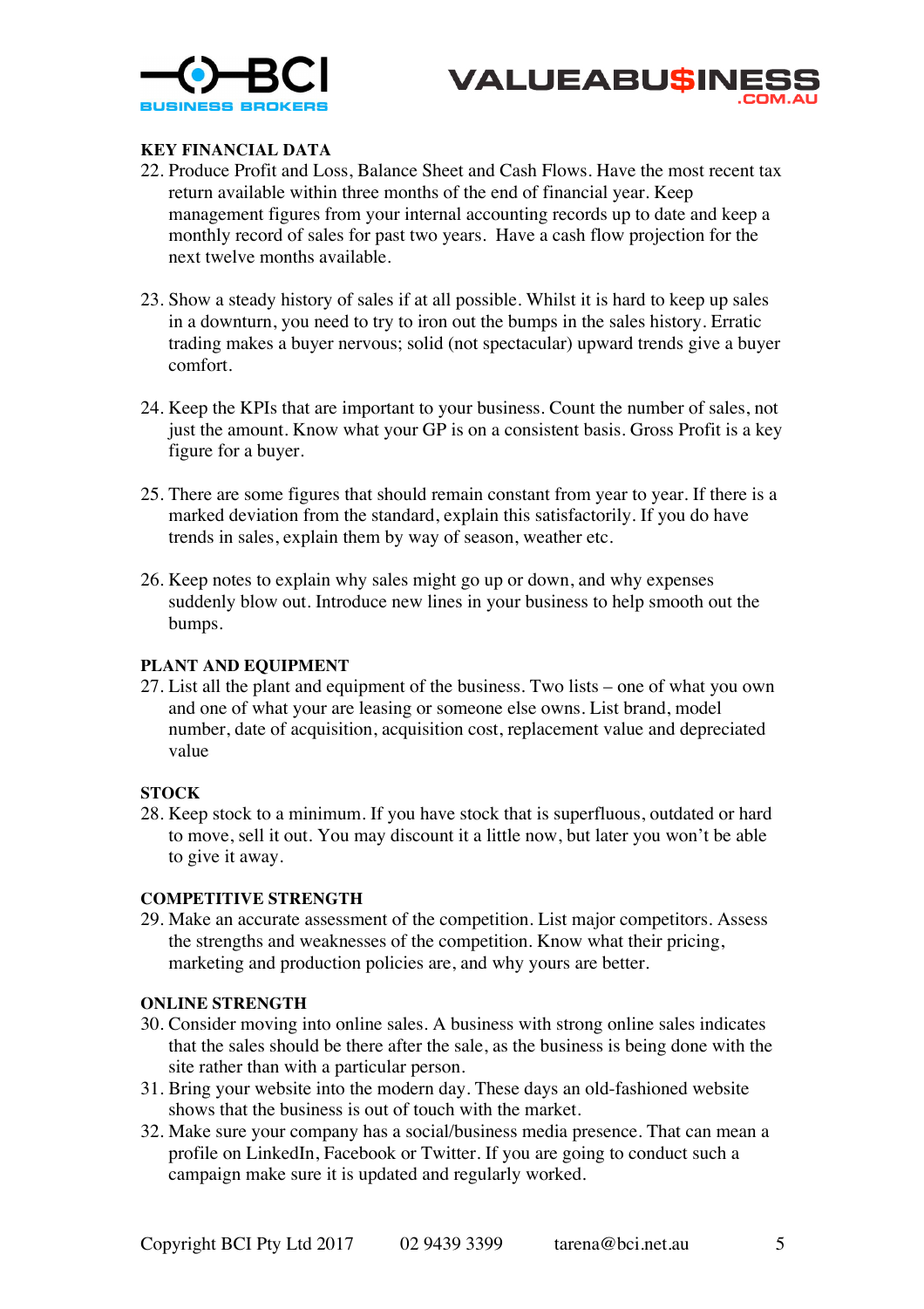## KEY FINANCIAL DATA

22. Produce Profit and Loss, Balance Sheet and Cash Flows. Have the most recent tax return available within three months of the end of financial year. Keep management figures from your internal accounting records up to date and keep a monthly record of sales for past two years. Have a cash flow projection for the next twelve months available.

23. Show a steady history of sales if at all possible. Whilst it is hard to keep up sales in a downturn, you need to try to iron out the bumps in the sales history. Erratic trading makes a buyer nervous; solid (not spectacular) upward trends give a buyer comfort.

24. Keep the KPIs that are important to your business. Count the number of sales, not just the amount. Know what your GP is on a consistent basis. Gross Profit is a key figure for a buyer.

25. There are some figures that should remain constant from year to year. If there is a marked deviation from the standard, explain this satisfactorily. If you do have trends in sales, explain them by way of season, weather etc.

26. Keep notes to explain why sales might go up or down, and why expenses suddenly blow out. Introduce new lines in your business to help smooth out the bumps.

## PLANT AND EQUIPMENT

27. List all the plant and equipment of the business. Two lists – one of what you own and one of what your are leasing or someone else owns. List brand, model number, date of acquisition, acquisition cost, replacement value and depreciated value

## STOCK

28. Keep stock to a minimum. If you have stock that is superfluous, outdated or hard to move, sell it out. You may discount it a little now, but later you won't be able to give it away.

## COMPETITIVE STRENGTH

29. Make an accurate assessment of the competition. List major competitors. Assess the strengths and weaknesses of the competition. Know what their pricing, marketing and production policies are, and why yours are better.

## ONLINE STRENGTH

30. Consider moving into online sales. A business with strong online sales indicates that the sales should be there after the sale, as the business is being done with the site rather than with a particular person.
31. Bring your website into the modern day. These days an old-fashioned website shows that the business is out of touch with the market.
32. Make sure your company has a social/business media presence. That can mean a profile on LinkedIn, Facebook or Twitter. If you are going to conduct such a campaign make sure it is updated and regularly worked.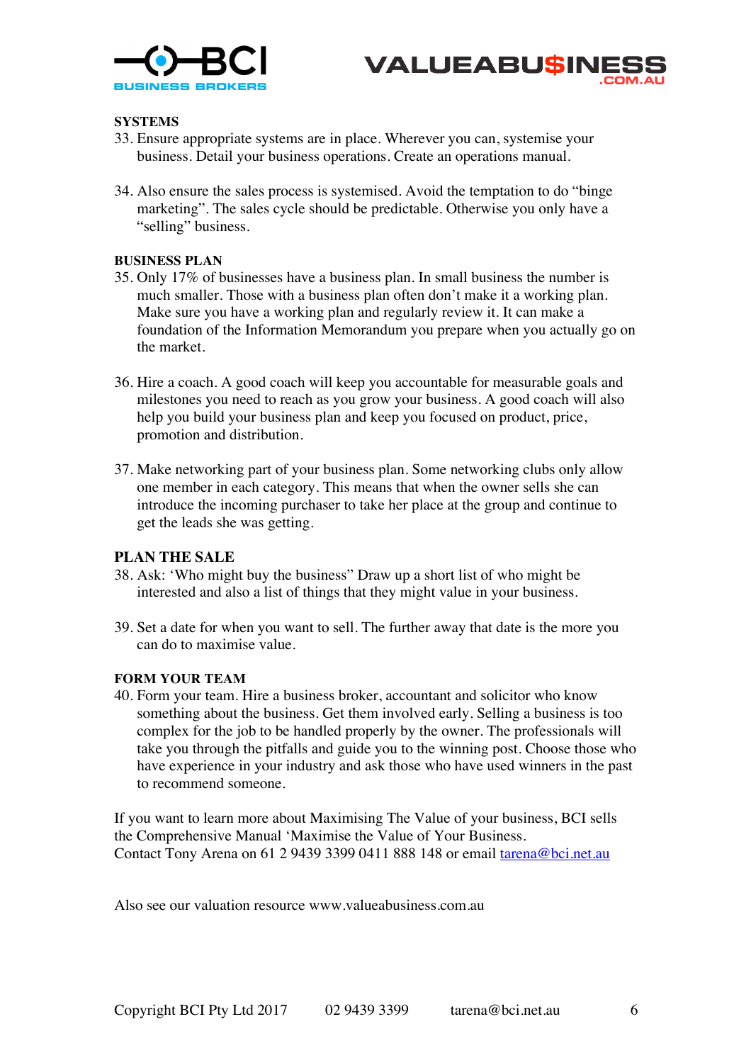## SYSTEMS

33. Ensure appropriate systems are in place. Wherever you can, systemise your business. Detail your business operations. Create an operations manual.

34. Also ensure the sales process is systemised. Avoid the temptation to do "binge marketing". The sales cycle should be predictable. Otherwise you only have a "selling" business.

## BUSINESS PLAN

35. Only 17% of businesses have a business plan. In small business the number is much smaller. Those with a business plan often don't make it a working plan. Make sure you have a working plan and regularly review it. It can make a foundation of the Information Memorandum you prepare when you actually go on the market.

36. Hire a coach. A good coach will keep you accountable for measurable goals and milestones you need to reach as you grow your business. A good coach will also help you build your business plan and keep you focused on product, price, promotion and distribution.

37. Make networking part of your business plan. Some networking clubs only allow one member in each category. This means that when the owner sells she can introduce the incoming purchaser to take her place at the group and continue to get the leads she was getting.

## PLAN THE SALE

38. Ask: 'Who might buy the business" Draw up a short list of who might be interested and also a list of things that they might value in your business.

39. Set a date for when you want to sell. The further away that date is the more you can do to maximise value.

## FORM YOUR TEAM

40. Form your team. Hire a business broker, accountant and solicitor who know something about the business. Get them involved early. Selling a business is too complex for the job to be handled properly by the owner. The professionals will take you through the pitfalls and guide you to the winning post. Choose those who have experience in your industry and ask those who have used winners in the past to recommend someone.

If you want to learn more about Maximising The Value of your business, BCI sells the Comprehensive Manual 'Maximise the Value of Your Business.
Contact Tony Arena on 61 2 9439 3399 0411 888 148 or email [tarena@bci.net.au](mailto:tarena@bci.net.au)

Also see our valuation resource www.valueabusiness.com.au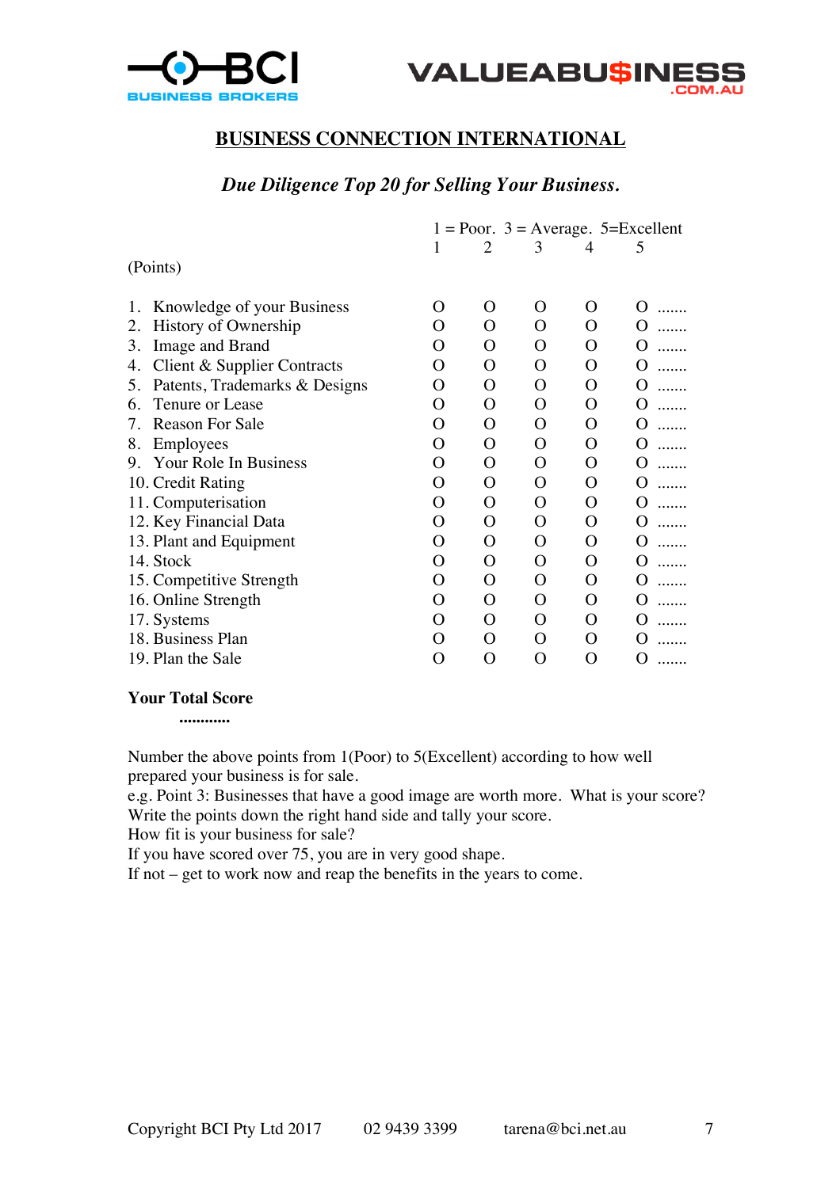# BUSINESS CONNECTION INTERNATIONAL

*Due Diligence Top 20 for Selling Your Business.*

| (Points) | 1 = Poor. 3 = Average. 5=Excellent | | | | | |
|---|---|---|---|---|---|---|
| | 1 | 2 | 3 | 4 | 5 | |
| 1. Knowledge of your Business | O | O | O | O | O | ....... |
| 2. History of Ownership | O | O | O | O | O | ....... |
| 3. Image and Brand | O | O | O | O | O | ....... |
| 4. Client & Supplier Contracts | O | O | O | O | O | ....... |
| 5. Patents, Trademarks & Designs | O | O | O | O | O | ....... |
| 6. Tenure or Lease | O | O | O | O | O | ....... |
| 7. Reason For Sale | O | O | O | O | O | ....... |
| 8. Employees | O | O | O | O | O | ....... |
| 9. Your Role In Business | O | O | O | O | O | ....... |
| 10. Credit Rating | O | O | O | O | O | ....... |
| 11. Computerisation | O | O | O | O | O | ....... |
| 12. Key Financial Data | O | O | O | O | O | ....... |
| 13. Plant and Equipment | O | O | O | O | O | ....... |
| 14. Stock | O | O | O | O | O | ....... |
| 15. Competitive Strength | O | O | O | O | O | ....... |
| 16. Online Strength | O | O | O | O | O | ....... |
| 17. Systems | O | O | O | O | O | ....... |
| 18. Business Plan | O | O | O | O | O | ....... |
| 19. Plan the Sale | O | O | O | O | O | ....... |

**Your Total Score**

**............**

Number the above points from 1(Poor) to 5(Excellent) according to how well prepared your business is for sale.
e.g. Point 3: Businesses that have a good image are worth more. What is your score?
Write the points down the right hand side and tally your score.
How fit is your business for sale?
If you have scored over 75, you are in very good shape.
If not – get to work now and reap the benefits in the years to come.

Copyright BCI Pty Ltd 2017 02 9439 3399 tarena@bci.net.au